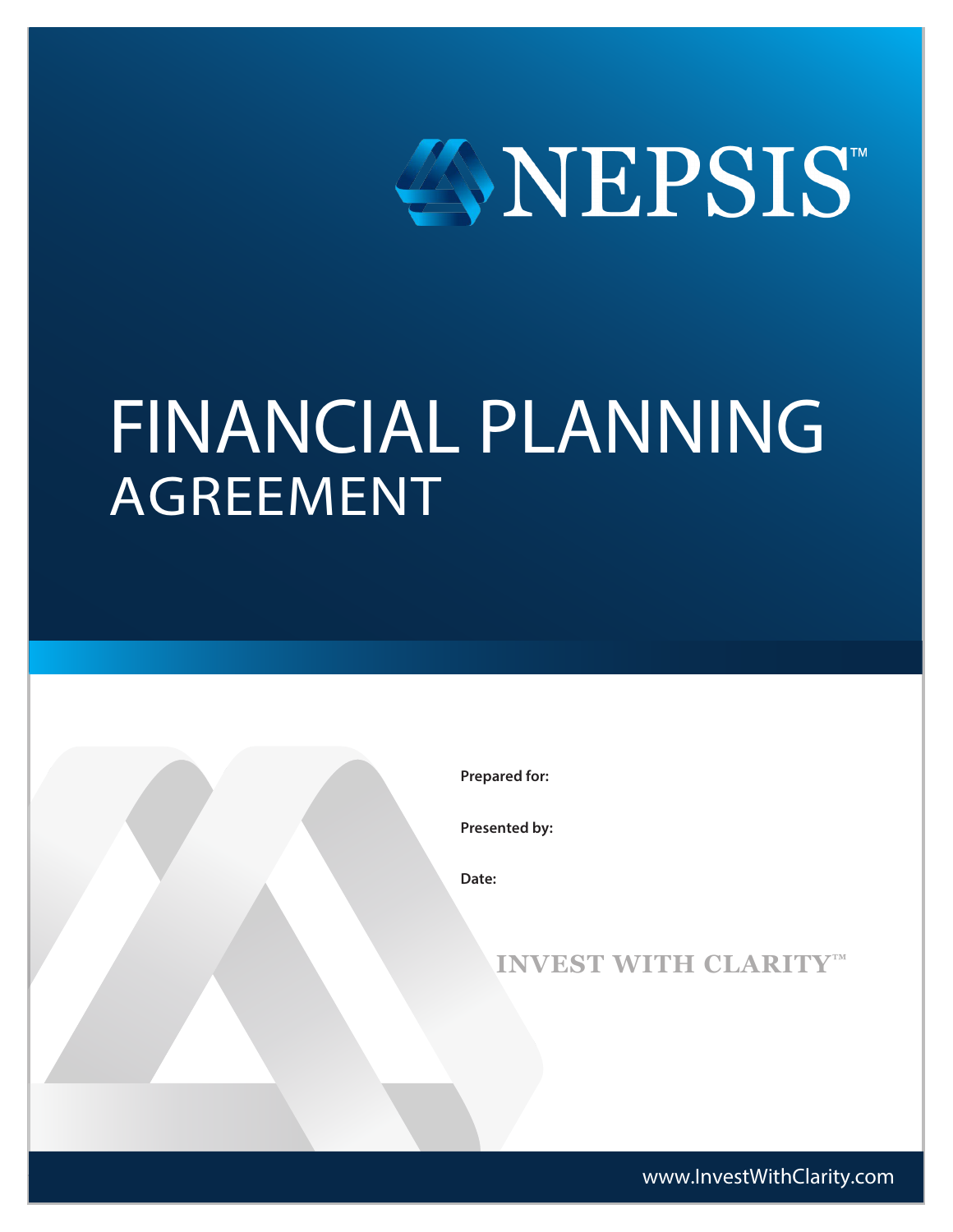# NEPSIS™

# FINANCIAL PLANNING
## AGREEMENT

**Prepared for:**

**Presented by:**

**Date:**

INVEST WITH CLARITY™

www.InvestWithClarity.com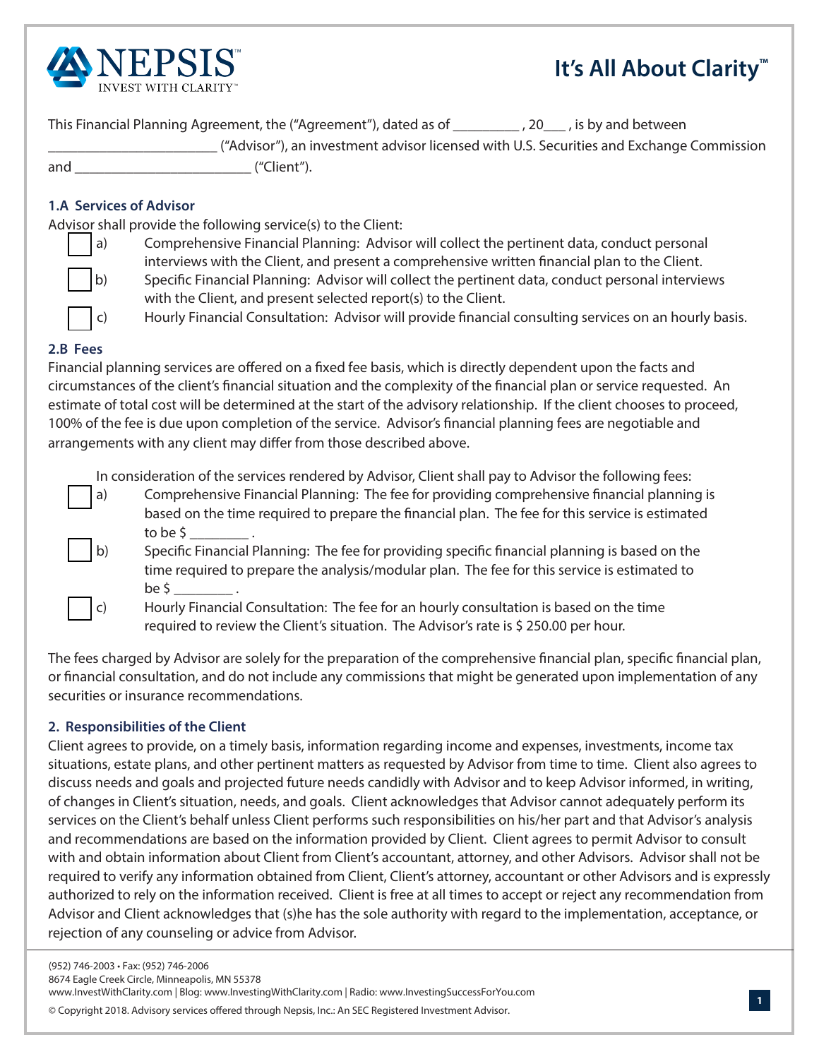This Financial Planning Agreement, the ("Agreement"), dated as of _________ , 20___ , is by and between _______________________ ("Advisor"), an investment advisor licensed with U.S. Securities and Exchange Commission and ________________________ ("Client").

### 1.A Services of Advisor

Advisor shall provide the following service(s) to the Client:

- ☐ a) Comprehensive Financial Planning: Advisor will collect the pertinent data, conduct personal interviews with the Client, and present a comprehensive written financial plan to the Client.
- ☐ b) Specific Financial Planning: Advisor will collect the pertinent data, conduct personal interviews with the Client, and present selected report(s) to the Client.
- ☐ c) Hourly Financial Consultation: Advisor will provide financial consulting services on an hourly basis.

### 2.B Fees

Financial planning services are offered on a fixed fee basis, which is directly dependent upon the facts and circumstances of the client's financial situation and the complexity of the financial plan or service requested. An estimate of total cost will be determined at the start of the advisory relationship. If the client chooses to proceed, 100% of the fee is due upon completion of the service. Advisor's financial planning fees are negotiable and arrangements with any client may differ from those described above.

In consideration of the services rendered by Advisor, Client shall pay to Advisor the following fees:

- ☐ a) Comprehensive Financial Planning: The fee for providing comprehensive financial planning is based on the time required to prepare the financial plan. The fee for this service is estimated to be $ ________ .
- ☐ b) Specific Financial Planning: The fee for providing specific financial planning is based on the time required to prepare the analysis/modular plan. The fee for this service is estimated to be $ ________ .
- ☐ c) Hourly Financial Consultation: The fee for an hourly consultation is based on the time required to review the Client's situation. The Advisor's rate is $ 250.00 per hour.

The fees charged by Advisor are solely for the preparation of the comprehensive financial plan, specific financial plan, or financial consultation, and do not include any commissions that might be generated upon implementation of any securities or insurance recommendations.

### 2. Responsibilities of the Client

Client agrees to provide, on a timely basis, information regarding income and expenses, investments, income tax situations, estate plans, and other pertinent matters as requested by Advisor from time to time. Client also agrees to discuss needs and goals and projected future needs candidly with Advisor and to keep Advisor informed, in writing, of changes in Client's situation, needs, and goals. Client acknowledges that Advisor cannot adequately perform its services on the Client's behalf unless Client performs such responsibilities on his/her part and that Advisor's analysis and recommendations are based on the information provided by Client. Client agrees to permit Advisor to consult with and obtain information about Client from Client's accountant, attorney, and other Advisors. Advisor shall not be required to verify any information obtained from Client, Client's attorney, accountant or other Advisors and is expressly authorized to rely on the information received. Client is free at all times to accept or reject any recommendation from Advisor and Client acknowledges that (s)he has the sole authority with regard to the implementation, acceptance, or rejection of any counseling or advice from Advisor.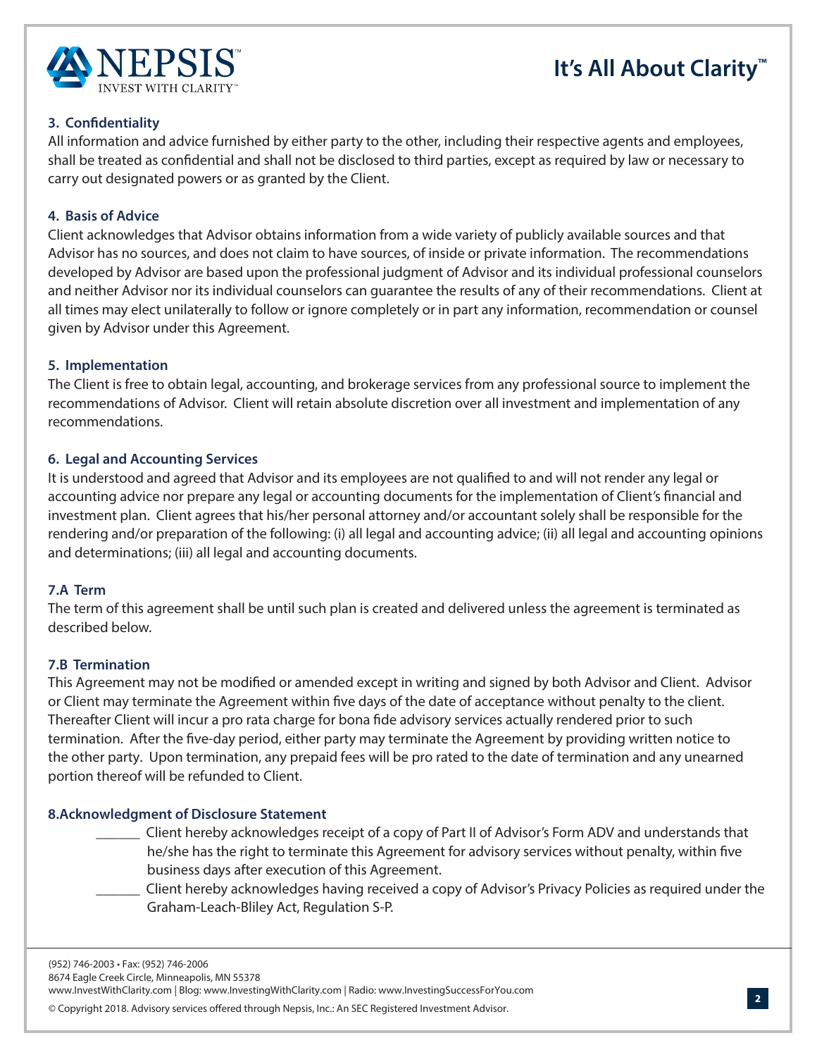### 3. Confidentiality

All information and advice furnished by either party to the other, including their respective agents and employees, shall be treated as confidential and shall not be disclosed to third parties, except as required by law or necessary to carry out designated powers or as granted by the Client.

### 4. Basis of Advice

Client acknowledges that Advisor obtains information from a wide variety of publicly available sources and that Advisor has no sources, and does not claim to have sources, of inside or private information. The recommendations developed by Advisor are based upon the professional judgment of Advisor and its individual professional counselors and neither Advisor nor its individual counselors can guarantee the results of any of their recommendations. Client at all times may elect unilaterally to follow or ignore completely or in part any information, recommendation or counsel given by Advisor under this Agreement.

### 5. Implementation

The Client is free to obtain legal, accounting, and brokerage services from any professional source to implement the recommendations of Advisor. Client will retain absolute discretion over all investment and implementation of any recommendations.

### 6. Legal and Accounting Services

It is understood and agreed that Advisor and its employees are not qualified to and will not render any legal or accounting advice nor prepare any legal or accounting documents for the implementation of Client's financial and investment plan. Client agrees that his/her personal attorney and/or accountant solely shall be responsible for the rendering and/or preparation of the following: (i) all legal and accounting advice; (ii) all legal and accounting opinions and determinations; (iii) all legal and accounting documents.

### 7.A Term

The term of this agreement shall be until such plan is created and delivered unless the agreement is terminated as described below.

### 7.B Termination

This Agreement may not be modified or amended except in writing and signed by both Advisor and Client. Advisor or Client may terminate the Agreement within five days of the date of acceptance without penalty to the client. Thereafter Client will incur a pro rata charge for bona fide advisory services actually rendered prior to such termination. After the five-day period, either party may terminate the Agreement by providing written notice to the other party. Upon termination, any prepaid fees will be pro rated to the date of termination and any unearned portion thereof will be refunded to Client.

### 8. Acknowledgment of Disclosure Statement

______ Client hereby acknowledges receipt of a copy of Part II of Advisor's Form ADV and understands that he/she has the right to terminate this Agreement for advisory services without penalty, within five business days after execution of this Agreement.

______ Client hereby acknowledges having received a copy of Advisor's Privacy Policies as required under the Graham-Leach-Bliley Act, Regulation S-P.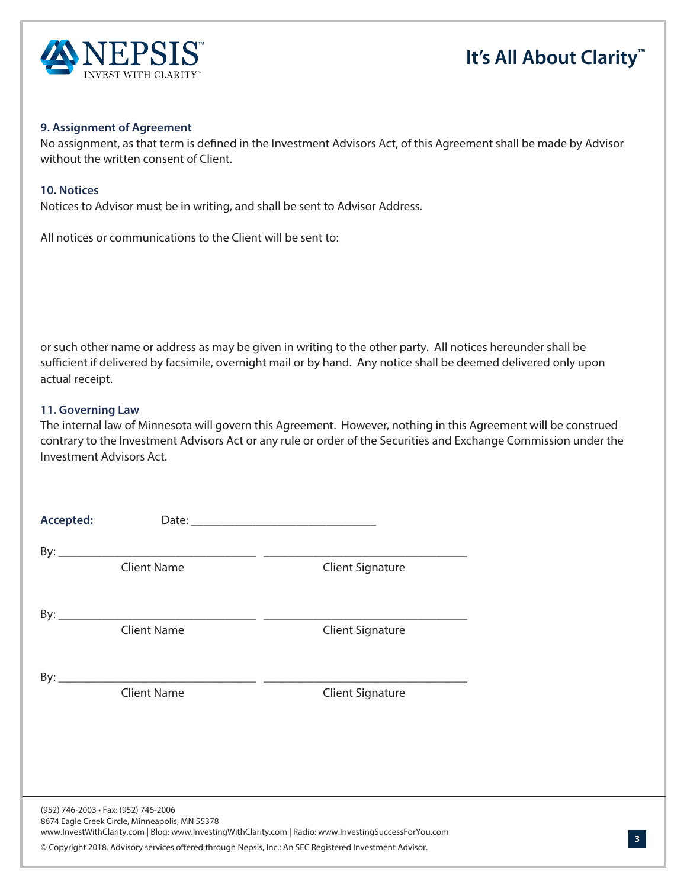### 9. Assignment of Agreement

No assignment, as that term is defined in the Investment Advisors Act, of this Agreement shall be made by Advisor without the written consent of Client.

### 10. Notices

Notices to Advisor must be in writing, and shall be sent to Advisor Address.

All notices or communications to the Client will be sent to:

or such other name or address as may be given in writing to the other party. All notices hereunder shall be sufficient if delivered by facsimile, overnight mail or by hand. Any notice shall be deemed delivered only upon actual receipt.

### 11. Governing Law

The internal law of Minnesota will govern this Agreement. However, nothing in this Agreement will be construed contrary to the Investment Advisors Act or any rule or order of the Securities and Exchange Commission under the Investment Advisors Act.

**Accepted:** Date: ______________________________

By: ________________________________ ________________________________
Client Name Client Signature

By: ________________________________ ________________________________
Client Name Client Signature

By: ________________________________ ________________________________
Client Name Client Signature

(952) 746-2003 • Fax: (952) 746-2006
8674 Eagle Creek Circle, Minneapolis, MN 55378
www.InvestWithClarity.com | Blog: www.InvestingWithClarity.com | Radio: www.InvestingSuccessForYou.com

© Copyright 2018. Advisory services offered through Nepsis, Inc.: An SEC Registered Investment Advisor.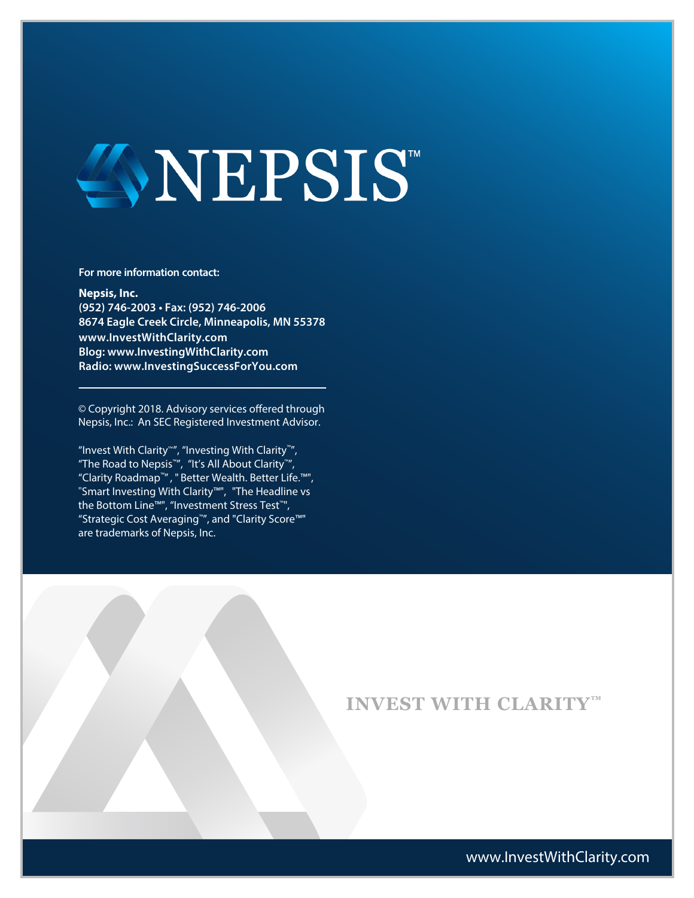# NEPSIS™

**For more information contact:**

**Nepsis, Inc.**
**(952) 746-2003 • Fax: (952) 746-2006**
**8674 Eagle Creek Circle, Minneapolis, MN 55378**
**www.InvestWithClarity.com**
**Blog: www.InvestingWithClarity.com**
**Radio: www.InvestingSuccessForYou.com**

---

© Copyright 2018. Advisory services offered through Nepsis, Inc.: An SEC Registered Investment Advisor.

"Invest With Clarity™", "Investing With Clarity™", "The Road to Nepsis™", "It's All About Clarity™", "Clarity Roadmap™", "Better Wealth. Better Life.™", "Smart Investing With Clarity™", "The Headline vs the Bottom Line™", "Investment Stress Test™", "Strategic Cost Averaging™", and "Clarity Score™" are trademarks of Nepsis, Inc.

INVEST WITH CLARITY™

www.InvestWithClarity.com